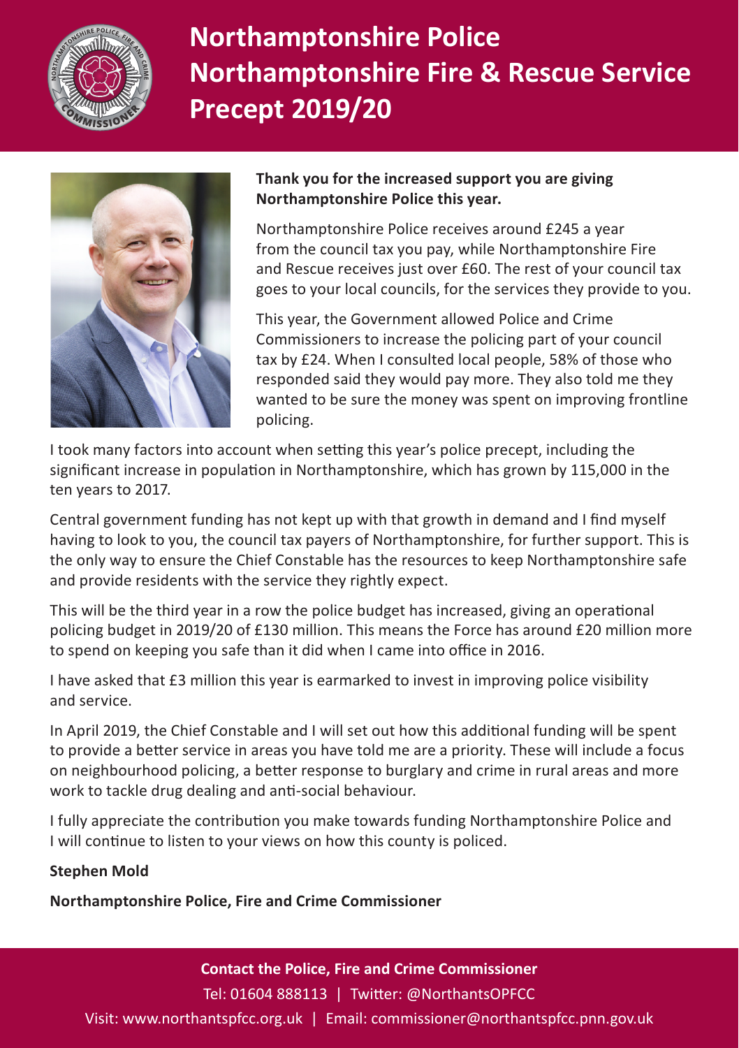# Northamptonshire Police
# Northamptonshire Fire & Rescue Service
# Precept 2019/20

**Thank you for the increased support you are giving Northamptonshire Police this year.**

Northamptonshire Police receives around £245 a year from the council tax you pay, while Northamptonshire Fire and Rescue receives just over £60. The rest of your council tax goes to your local councils, for the services they provide to you.

This year, the Government allowed Police and Crime Commissioners to increase the policing part of your council tax by £24. When I consulted local people, 58% of those who responded said they would pay more. They also told me they wanted to be sure the money was spent on improving frontline policing.

I took many factors into account when setting this year's police precept, including the significant increase in population in Northamptonshire, which has grown by 115,000 in the ten years to 2017.

Central government funding has not kept up with that growth in demand and I find myself having to look to you, the council tax payers of Northamptonshire, for further support. This is the only way to ensure the Chief Constable has the resources to keep Northamptonshire safe and provide residents with the service they rightly expect.

This will be the third year in a row the police budget has increased, giving an operational policing budget in 2019/20 of £130 million. This means the Force has around £20 million more to spend on keeping you safe than it did when I came into office in 2016.

I have asked that £3 million this year is earmarked to invest in improving police visibility and service.

In April 2019, the Chief Constable and I will set out how this additional funding will be spent to provide a better service in areas you have told me are a priority. These will include a focus on neighbourhood policing, a better response to burglary and crime in rural areas and more work to tackle drug dealing and anti-social behaviour.

I fully appreciate the contribution you make towards funding Northamptonshire Police and I will continue to listen to your views on how this county is policed.

**Stephen Mold**

**Northamptonshire Police, Fire and Crime Commissioner**

**Contact the Police, Fire and Crime Commissioner**

Tel: 01604 888113 | Twitter: @NorthantsOPFCC

Visit: www.northantspfcc.org.uk | Email: commissioner@northantspfcc.pnn.gov.uk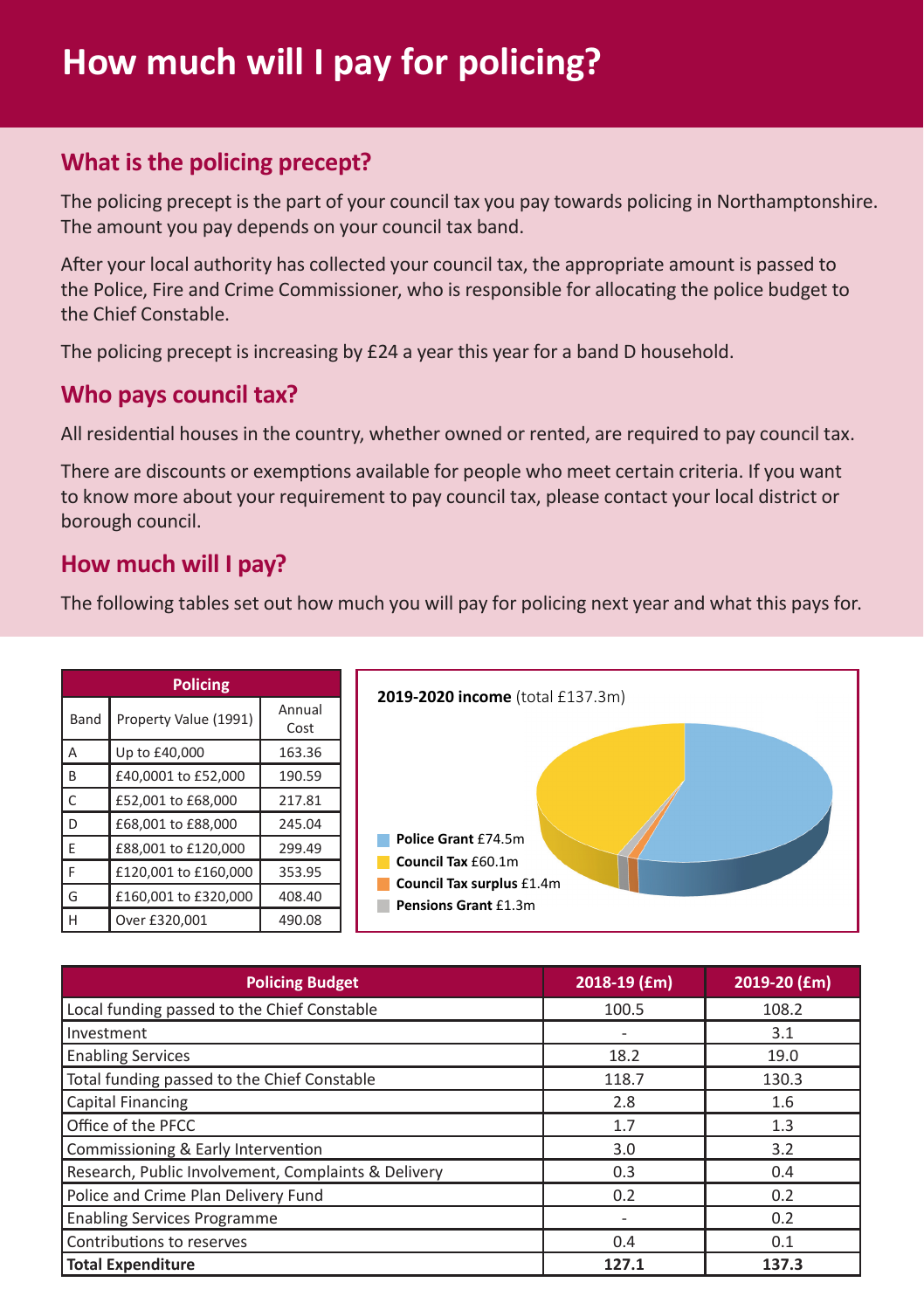# How much will I pay for policing?

## What is the policing precept?

The policing precept is the part of your council tax you pay towards policing in Northamptonshire. The amount you pay depends on your council tax band.

After your local authority has collected your council tax, the appropriate amount is passed to the Police, Fire and Crime Commissioner, who is responsible for allocating the police budget to the Chief Constable.

The policing precept is increasing by £24 a year this year for a band D household.

## Who pays council tax?

All residential houses in the country, whether owned or rented, are required to pay council tax.

There are discounts or exemptions available for people who meet certain criteria. If you want to know more about your requirement to pay council tax, please contact your local district or borough council.

## How much will I pay?

The following tables set out how much you will pay for policing next year and what this pays for.

| Policing | | |
|---|---|---|
| Band | Property Value (1991) | Annual Cost |
| A | Up to £40,000 | 163.36 |
| B | £40,0001 to £52,000 | 190.59 |
| C | £52,001 to £68,000 | 217.81 |
| D | £68,001 to £88,000 | 245.04 |
| E | £88,001 to £120,000 | 299.49 |
| F | £120,001 to £160,000 | 353.95 |
| G | £160,001 to £320,000 | 408.40 |
| H | Over £320,001 | 490.08 |

**2019-2020 income** (total £137.3m)

- **Police Grant** £74.5m
- **Council Tax** £60.1m
- **Council Tax surplus** £1.4m
- **Pensions Grant** £1.3m

| Policing Budget | 2018-19 (£m) | 2019-20 (£m) |
|---|---|---|
| Local funding passed to the Chief Constable | 100.5 | 108.2 |
| Investment | - | 3.1 |
| Enabling Services | 18.2 | 19.0 |
| Total funding passed to the Chief Constable | 118.7 | 130.3 |
| Capital Financing | 2.8 | 1.6 |
| Office of the PFCC | 1.7 | 1.3 |
| Commissioning & Early Intervention | 3.0 | 3.2 |
| Research, Public Involvement, Complaints & Delivery | 0.3 | 0.4 |
| Police and Crime Plan Delivery Fund | 0.2 | 0.2 |
| Enabling Services Programme | - | 0.2 |
| Contributions to reserves | 0.4 | 0.1 |
| **Total Expenditure** | **127.1** | **137.3** |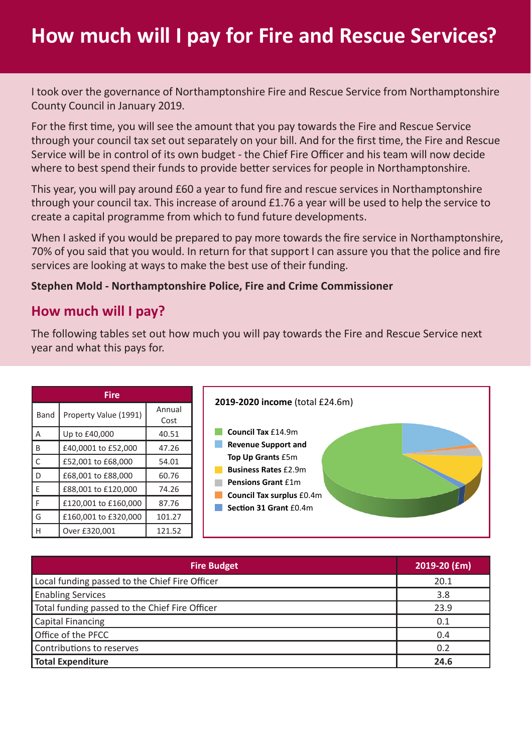# How much will I pay for Fire and Rescue Services?

I took over the governance of Northamptonshire Fire and Rescue Service from Northamptonshire County Council in January 2019.

For the first time, you will see the amount that you pay towards the Fire and Rescue Service through your council tax set out separately on your bill. And for the first time, the Fire and Rescue Service will be in control of its own budget - the Chief Fire Officer and his team will now decide where to best spend their funds to provide better services for people in Northamptonshire.

This year, you will pay around £60 a year to fund fire and rescue services in Northamptonshire through your council tax. This increase of around £1.76 a year will be used to help the service to create a capital programme from which to fund future developments.

When I asked if you would be prepared to pay more towards the fire service in Northamptonshire, 70% of you said that you would. In return for that support I can assure you that the police and fire services are looking at ways to make the best use of their funding.

**Stephen Mold - Northamptonshire Police, Fire and Crime Commissioner**

## How much will I pay?

The following tables set out how much you will pay towards the Fire and Rescue Service next year and what this pays for.

| Fire | | |
|---|---|---|
| Band | Property Value (1991) | Annual Cost |
| A | Up to £40,000 | 40.51 |
| B | £40,0001 to £52,000 | 47.26 |
| C | £52,001 to £68,000 | 54.01 |
| D | £68,001 to £88,000 | 60.76 |
| E | £88,001 to £120,000 | 74.26 |
| F | £120,001 to £160,000 | 87.76 |
| G | £160,001 to £320,000 | 101.27 |
| H | Over £320,001 | 121.52 |

**2019-2020 income** (total £24.6m)

- **Council Tax** £14.9m
- **Revenue Support and Top Up Grants** £5m
- **Business Rates** £2.9m
- **Pensions Grant** £1m
- **Council Tax surplus** £0.4m
- **Section 31 Grant** £0.4m

| Fire Budget | 2019-20 (£m) |
|---|---|
| Local funding passed to the Chief Fire Officer | 20.1 |
| Enabling Services | 3.8 |
| Total funding passed to the Chief Fire Officer | 23.9 |
| Capital Financing | 0.1 |
| Office of the PFCC | 0.4 |
| Contributions to reserves | 0.2 |
| **Total Expenditure** | **24.6** |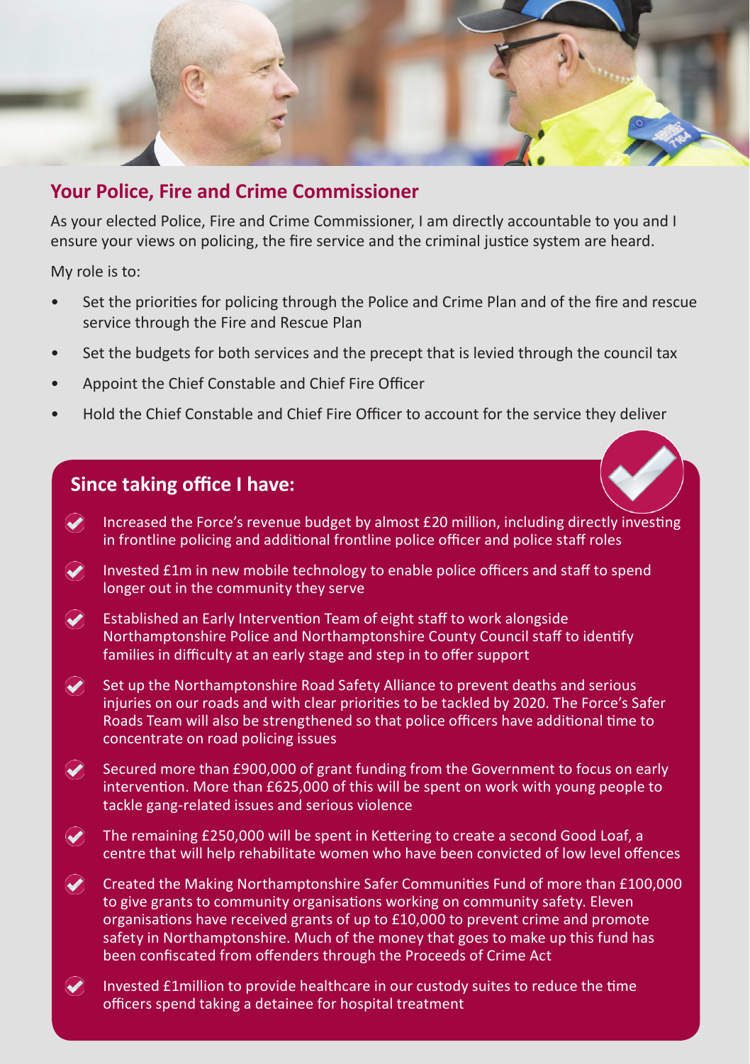## Your Police, Fire and Crime Commissioner

As your elected Police, Fire and Crime Commissioner, I am directly accountable to you and I ensure your views on policing, the fire service and the criminal justice system are heard.

My role is to:

- Set the priorities for policing through the Police and Crime Plan and of the fire and rescue service through the Fire and Rescue Plan
- Set the budgets for both services and the precept that is levied through the council tax
- Appoint the Chief Constable and Chief Fire Officer
- Hold the Chief Constable and Chief Fire Officer to account for the service they deliver

### Since taking office I have:

- Increased the Force's revenue budget by almost £20 million, including directly investing in frontline policing and additional frontline police officer and police staff roles
- Invested £1m in new mobile technology to enable police officers and staff to spend longer out in the community they serve
- Established an Early Intervention Team of eight staff to work alongside Northamptonshire Police and Northamptonshire County Council staff to identify families in difficulty at an early stage and step in to offer support
- Set up the Northamptonshire Road Safety Alliance to prevent deaths and serious injuries on our roads and with clear priorities to be tackled by 2020. The Force's Safer Roads Team will also be strengthened so that police officers have additional time to concentrate on road policing issues
- Secured more than £900,000 of grant funding from the Government to focus on early intervention. More than £625,000 of this will be spent on work with young people to tackle gang-related issues and serious violence
- The remaining £250,000 will be spent in Kettering to create a second Good Loaf, a centre that will help rehabilitate women who have been convicted of low level offences
- Created the Making Northamptonshire Safer Communities Fund of more than £100,000 to give grants to community organisations working on community safety. Eleven organisations have received grants of up to £10,000 to prevent crime and promote safety in Northamptonshire. Much of the money that goes to make up this fund has been confiscated from offenders through the Proceeds of Crime Act
- Invested £1million to provide healthcare in our custody suites to reduce the time officers spend taking a detainee for hospital treatment